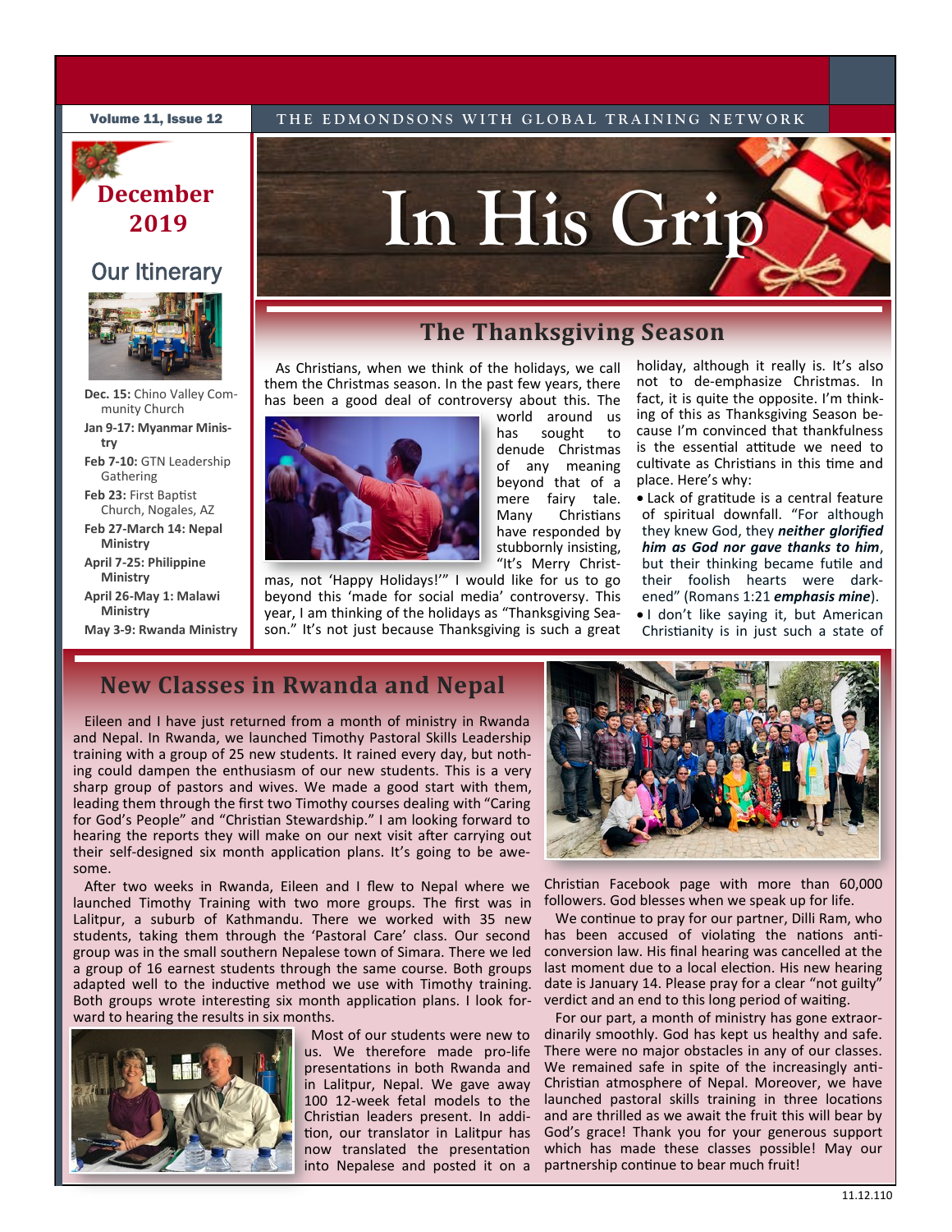Volume 11, Issue 12

THE EDMONDSONS WITH GLOBAL TRAINING NETWORK

# In His Grip

**December 2019**

## Our Itinerary

**Dec. 15:** Chino Valley Community Church

**Jan 9-17: Myanmar Ministry**

**Feb 7-10:** GTN Leadership Gathering

**Feb 23:** First Baptist Church, Nogales, AZ

**Feb 27-March 14: Nepal Ministry**

**April 7-25: Philippine Ministry**

**April 26-May 1: Malawi Ministry**

**May 3-9: Rwanda Ministry**

## The Thanksgiving Season

As Christians, when we think of the holidays, we call them the Christmas season. In the past few years, there has been a good deal of controversy about this. The world around us has sought to denude Christmas of any meaning beyond that of a mere fairy tale. Many Christians have responded by stubbornly insisting, "It's Merry Christmas, not 'Happy Holidays!'" I would like for us to go beyond this 'made for social media' controversy. This year, I am thinking of the holidays as "Thanksgiving Season." It's not just because Thanksgiving is such a great holiday, although it really is. It's also not to de-emphasize Christmas. In fact, it is quite the opposite. I'm thinking of this as Thanksgiving Season because I'm convinced that thankfulness is the essential attitude we need to cultivate as Christians in this time and place. Here's why:

- Lack of gratitude is a central feature of spiritual downfall. "For although they knew God, they ***neither glorified him as God nor gave thanks to him***, but their thinking became futile and their foolish hearts were darkened" (Romans 1:21 ***emphasis mine***).
- I don't like saying it, but American Christianity is in just such a state of

## New Classes in Rwanda and Nepal

Eileen and I have just returned from a month of ministry in Rwanda and Nepal. In Rwanda, we launched Timothy Pastoral Skills Leadership training with a group of 25 new students. It rained every day, but nothing could dampen the enthusiasm of our new students. This is a very sharp group of pastors and wives. We made a good start with them, leading them through the first two Timothy courses dealing with "Caring for God's People" and "Christian Stewardship." I am looking forward to hearing the reports they will make on our next visit after carrying out their self-designed six month application plans. It's going to be awesome.

After two weeks in Rwanda, Eileen and I flew to Nepal where we launched Timothy Training with two more groups. The first was in Lalitpur, a suburb of Kathmandu. There we worked with 35 new students, taking them through the 'Pastoral Care' class. Our second group was in the small southern Nepalese town of Simara. There we led a group of 16 earnest students through the same course. Both groups adapted well to the inductive method we use with Timothy training. Both groups wrote interesting six month application plans. I look forward to hearing the results in six months.

Most of our students were new to us. We therefore made pro-life presentations in both Rwanda and in Lalitpur, Nepal. We gave away 100 12-week fetal models to the Christian leaders present. In addition, our translator in Lalitpur has now translated the presentation into Nepalese and posted it on a Christian Facebook page with more than 60,000 followers. God blesses when we speak up for life.

We continue to pray for our partner, Dilli Ram, who has been accused of violating the nations anti-conversion law. His final hearing was cancelled at the last moment due to a local election. His new hearing date is January 14. Please pray for a clear "not guilty" verdict and an end to this long period of waiting.

For our part, a month of ministry has gone extraordinarily smoothly. God has kept us healthy and safe. There were no major obstacles in any of our classes. We remained safe in spite of the increasingly anti-Christian atmosphere of Nepal. Moreover, we have launched pastoral skills training in three locations and are thrilled as we await the fruit this will bear by God's grace! Thank you for your generous support which has made these classes possible! May our partnership continue to bear much fruit!

11.12.110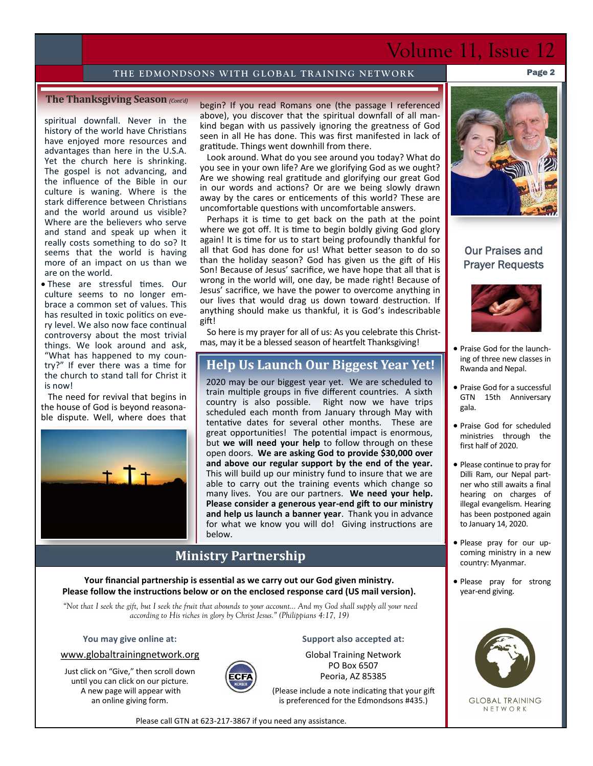## The Thanksgiving Season *(Cont'd)*

spiritual downfall. Never in the history of the world have Christians have enjoyed more resources and advantages than here in the U.S.A. Yet the church here is shrinking. The gospel is not advancing, and the influence of the Bible in our culture is waning. Where is the stark difference between Christians and the world around us visible? Where are the believers who serve and stand and speak up when it really costs something to do so? It seems that the world is having more of an impact on us than we are on the world.

- These are stressful times. Our culture seems to no longer embrace a common set of values. This has resulted in toxic politics on every level. We also now face continual controversy about the most trivial things. We look around and ask, "What has happened to my country?" If ever there was a time for the church to stand tall for Christ it is now!

The need for revival that begins in the house of God is beyond reasonable dispute. Well, where does that begin? If you read Romans one (the passage I referenced above), you discover that the spiritual downfall of all mankind began with us passively ignoring the greatness of God seen in all He has done. This was first manifested in lack of gratitude. Things went downhill from there.

Look around. What do you see around you today? What do you see in your own life? Are we glorifying God as we ought? Are we showing real gratitude and glorifying our great God in our words and actions? Or are we being slowly drawn away by the cares or enticements of this world? These are uncomfortable questions with uncomfortable answers.

Perhaps it is time to get back on the path at the point where we got off. It is time to begin boldly giving God glory again! It is time for us to start being profoundly thankful for all that God has done for us! What better season to do so than the holiday season? God has given us the gift of His Son! Because of Jesus' sacrifice, we have hope that all that is wrong in the world will, one day, be made right! Because of Jesus' sacrifice, we have the power to overcome anything in our lives that would drag us down toward destruction. If anything should make us thankful, it is God's indescribable gift!

So here is my prayer for all of us: As you celebrate this Christmas, may it be a blessed season of heartfelt Thanksgiving!

## Help Us Launch Our Biggest Year Yet!

2020 may be our biggest year yet. We are scheduled to train multiple groups in five different countries. A sixth country is also possible. Right now we have trips scheduled each month from January through May with tentative dates for several other months. These are great opportunities! The potential impact is enormous, but **we will need your help** to follow through on these open doors. **We are asking God to provide $30,000 over and above our regular support by the end of the year.** This will build up our ministry fund to insure that we are able to carry out the training events which change so many lives. You are our partners. **We need your help. Please consider a generous year-end gift to our ministry and help us launch a banner year**. Thank you in advance for what we know you will do! Giving instructions are below.

## Our Praises and Prayer Requests

- Praise God for the launching of three new classes in Rwanda and Nepal.
- Praise God for a successful GTN 15th Anniversary gala.
- Praise God for scheduled ministries through the first half of 2020.
- Please continue to pray for Dilli Ram, our Nepal partner who still awaits a final hearing on charges of illegal evangelism. Hearing has been postponed again to January 14, 2020.
- Please pray for our upcoming ministry in a new country: Myanmar.
- Please pray for strong year-end giving.

## Ministry Partnership

**Your financial partnership is essential as we carry out our God given ministry.**
**Please follow the instructions below or on the enclosed response card (US mail version).**

*"Not that I seek the gift, but I seek the fruit that abounds to your account... And my God shall supply all your need according to His riches in glory by Christ Jesus." (Philippians 4:17, 19)*

**You may give online at:**

www.globaltrainingnetwork.org

Just click on "Give," then scroll down until you can click on our picture. A new page will appear with an online giving form.

**Support also accepted at:**

Global Training Network
PO Box 6507
Peoria, AZ 85385

(Please include a note indicating that your gift is preferenced for the Edmondsons #435.)

Please call GTN at 623-217-3867 if you need any assistance.

GLOBAL TRAINING NETWORK